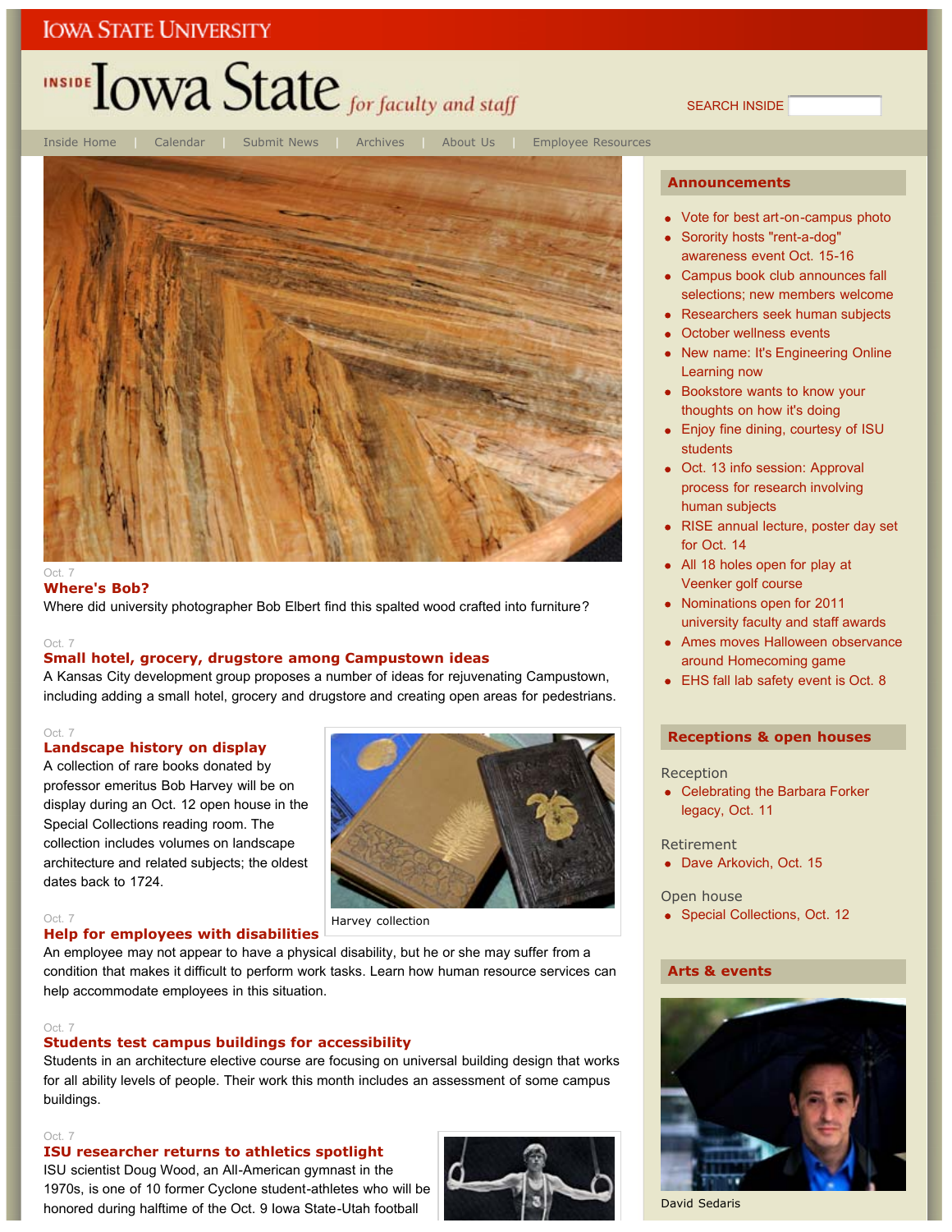IOWA STATE UNIVERSITY

# INSIDE Iowa State *for faculty and staff*

SEARCH INSIDE

Inside Home | Calendar | Submit News | Archives | About Us | Employee Resources

Oct. 7

## Where's Bob?

Where did university photographer Bob Elbert find this spalted wood crafted into furniture?

Oct. 7

## Small hotel, grocery, drugstore among Campustown ideas

A Kansas City development group proposes a number of ideas for rejuvenating Campustown, including adding a small hotel, grocery and drugstore and creating open areas for pedestrians.

Oct. 7

## Landscape history on display

A collection of rare books donated by professor emeritus Bob Harvey will be on display during an Oct. 12 open house in the Special Collections reading room. The collection includes volumes on landscape architecture and related subjects; the oldest dates back to 1724.

Harvey collection

Oct. 7

## Help for employees with disabilities

An employee may not appear to have a physical disability, but he or she may suffer from a condition that makes it difficult to perform work tasks. Learn how human resource services can help accommodate employees in this situation.

Oct. 7

## Students test campus buildings for accessibility

Students in an architecture elective course are focusing on universal building design that works for all ability levels of people. Their work this month includes an assessment of some campus buildings.

Oct. 7

## ISU researcher returns to athletics spotlight

ISU scientist Doug Wood, an All-American gymnast in the 1970s, is one of 10 former Cyclone student-athletes who will be honored during halftime of the Oct. 9 Iowa State-Utah football

## Announcements

- Vote for best art-on-campus photo
- Sorority hosts "rent-a-dog" awareness event Oct. 15-16
- Campus book club announces fall selections; new members welcome
- Researchers seek human subjects
- October wellness events
- New name: It's Engineering Online Learning now
- Bookstore wants to know your thoughts on how it's doing
- Enjoy fine dining, courtesy of ISU students
- Oct. 13 info session: Approval process for research involving human subjects
- RISE annual lecture, poster day set for Oct. 14
- All 18 holes open for play at Veenker golf course
- Nominations open for 2011 university faculty and staff awards
- Ames moves Halloween observance around Homecoming game
- EHS fall lab safety event is Oct. 8

## Receptions & open houses

Reception

- Celebrating the Barbara Forker legacy, Oct. 11

Retirement

- Dave Arkovich, Oct. 15

Open house

- Special Collections, Oct. 12

## Arts & events

David Sedaris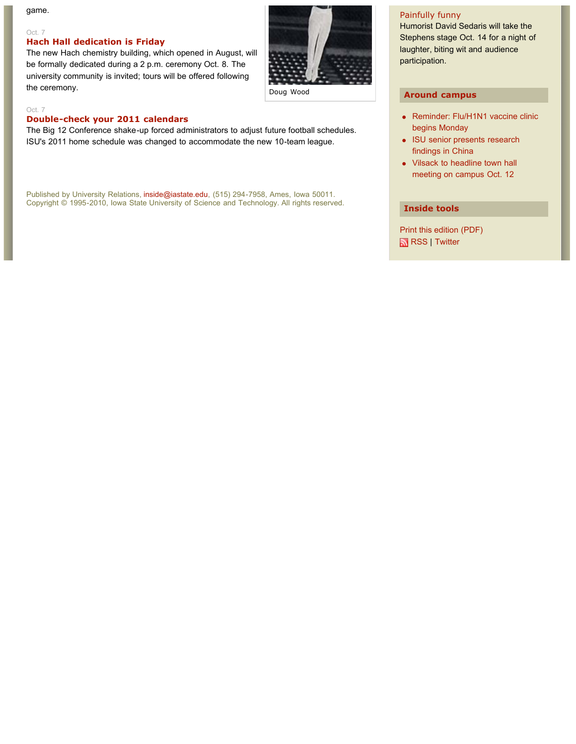game.

Oct. 7

### Hach Hall dedication is Friday

The new Hach chemistry building, which opened in August, will be formally dedicated during a 2 p.m. ceremony Oct. 8. The university community is invited; tours will be offered following the ceremony.

Doug Wood

Oct. 7

### Double-check your 2011 calendars

The Big 12 Conference shake-up forced administrators to adjust future football schedules. ISU's 2011 home schedule was changed to accommodate the new 10-team league.

Published by University Relations, inside@iastate.edu, (515) 294-7958, Ames, Iowa 50011.
Copyright © 1995-2010, Iowa State University of Science and Technology. All rights reserved.

Painfully funny

Humorist David Sedaris will take the Stephens stage Oct. 14 for a night of laughter, biting wit and audience participation.

## Around campus

- Reminder: Flu/H1N1 vaccine clinic begins Monday
- ISU senior presents research findings in China
- Vilsack to headline town hall meeting on campus Oct. 12

## Inside tools

Print this edition (PDF)

RSS | Twitter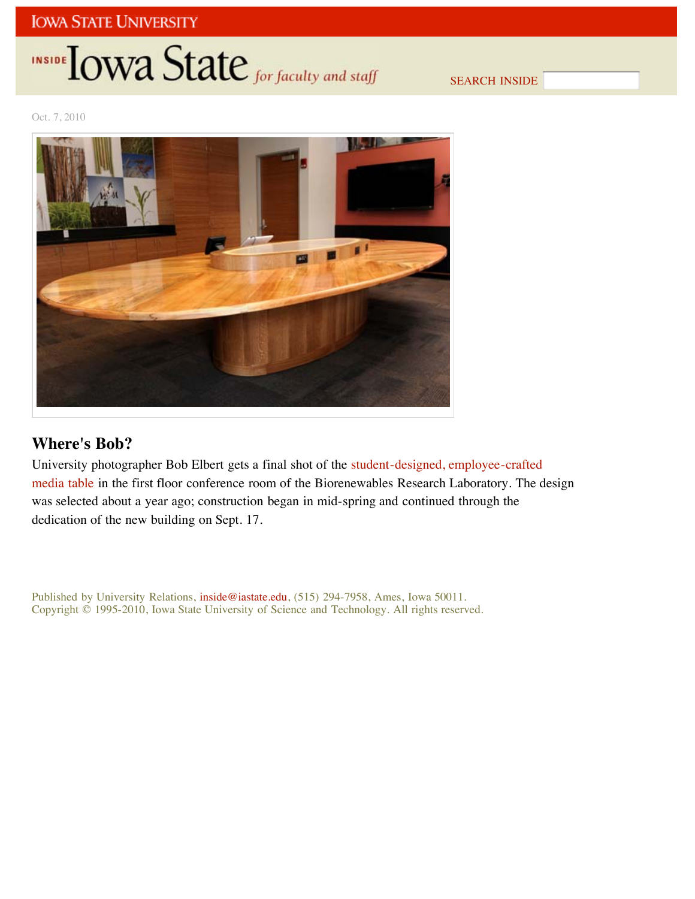Oct. 7, 2010

## Where's Bob?

University photographer Bob Elbert gets a final shot of the student-designed, employee-crafted media table in the first floor conference room of the Biorenewables Research Laboratory. The design was selected about a year ago; construction began in mid-spring and continued through the dedication of the new building on Sept. 17.

Published by University Relations, inside@iastate.edu, (515) 294-7958, Ames, Iowa 50011.
Copyright © 1995-2010, Iowa State University of Science and Technology. All rights reserved.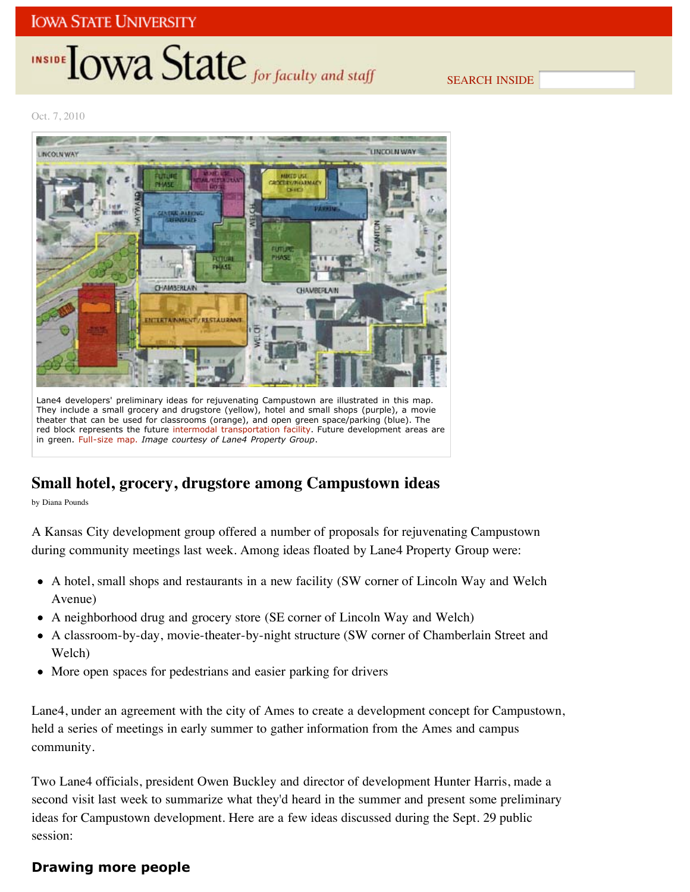Oct. 7, 2010

Lane4 developers' preliminary ideas for rejuvenating Campustown are illustrated in this map. They include a small grocery and drugstore (yellow), hotel and small shops (purple), a movie theater that can be used for classrooms (orange), and open green space/parking (blue). The red block represents the future intermodal transportation facility. Future development areas are in green. Full-size map. *Image courtesy of Lane4 Property Group.*

## Small hotel, grocery, drugstore among Campustown ideas

by Diana Pounds

A Kansas City development group offered a number of proposals for rejuvenating Campustown during community meetings last week. Among ideas floated by Lane4 Property Group were:

- A hotel, small shops and restaurants in a new facility (SW corner of Lincoln Way and Welch Avenue)
- A neighborhood drug and grocery store (SE corner of Lincoln Way and Welch)
- A classroom-by-day, movie-theater-by-night structure (SW corner of Chamberlain Street and Welch)
- More open spaces for pedestrians and easier parking for drivers

Lane4, under an agreement with the city of Ames to create a development concept for Campustown, held a series of meetings in early summer to gather information from the Ames and campus community.

Two Lane4 officials, president Owen Buckley and director of development Hunter Harris, made a second visit last week to summarize what they'd heard in the summer and present some preliminary ideas for Campustown development. Here are a few ideas discussed during the Sept. 29 public session:

### Drawing more people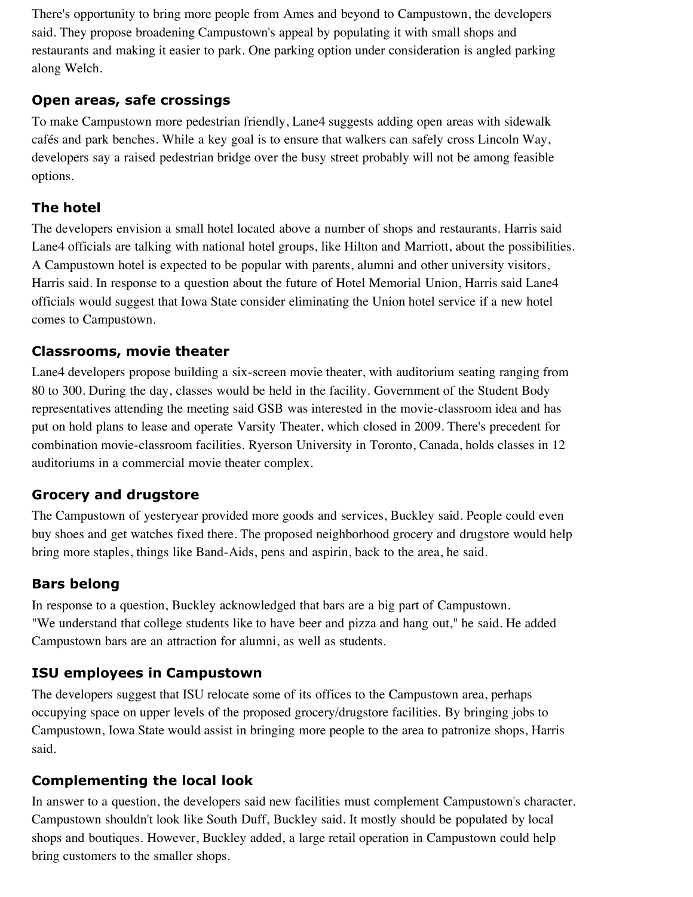There's opportunity to bring more people from Ames and beyond to Campustown, the developers said. They propose broadening Campustown's appeal by populating it with small shops and restaurants and making it easier to park. One parking option under consideration is angled parking along Welch.

### Open areas, safe crossings

To make Campustown more pedestrian friendly, Lane4 suggests adding open areas with sidewalk cafés and park benches. While a key goal is to ensure that walkers can safely cross Lincoln Way, developers say a raised pedestrian bridge over the busy street probably will not be among feasible options.

### The hotel

The developers envision a small hotel located above a number of shops and restaurants. Harris said Lane4 officials are talking with national hotel groups, like Hilton and Marriott, about the possibilities. A Campustown hotel is expected to be popular with parents, alumni and other university visitors, Harris said. In response to a question about the future of Hotel Memorial Union, Harris said Lane4 officials would suggest that Iowa State consider eliminating the Union hotel service if a new hotel comes to Campustown.

### Classrooms, movie theater

Lane4 developers propose building a six-screen movie theater, with auditorium seating ranging from 80 to 300. During the day, classes would be held in the facility. Government of the Student Body representatives attending the meeting said GSB was interested in the movie-classroom idea and has put on hold plans to lease and operate Varsity Theater, which closed in 2009. There's precedent for combination movie-classroom facilities. Ryerson University in Toronto, Canada, holds classes in 12 auditoriums in a commercial movie theater complex.

### Grocery and drugstore

The Campustown of yesteryear provided more goods and services, Buckley said. People could even buy shoes and get watches fixed there. The proposed neighborhood grocery and drugstore would help bring more staples, things like Band-Aids, pens and aspirin, back to the area, he said.

### Bars belong

In response to a question, Buckley acknowledged that bars are a big part of Campustown. "We understand that college students like to have beer and pizza and hang out," he said. He added Campustown bars are an attraction for alumni, as well as students.

### ISU employees in Campustown

The developers suggest that ISU relocate some of its offices to the Campustown area, perhaps occupying space on upper levels of the proposed grocery/drugstore facilities. By bringing jobs to Campustown, Iowa State would assist in bringing more people to the area to patronize shops, Harris said.

### Complementing the local look

In answer to a question, the developers said new facilities must complement Campustown's character. Campustown shouldn't look like South Duff, Buckley said. It mostly should be populated by local shops and boutiques. However, Buckley added, a large retail operation in Campustown could help bring customers to the smaller shops.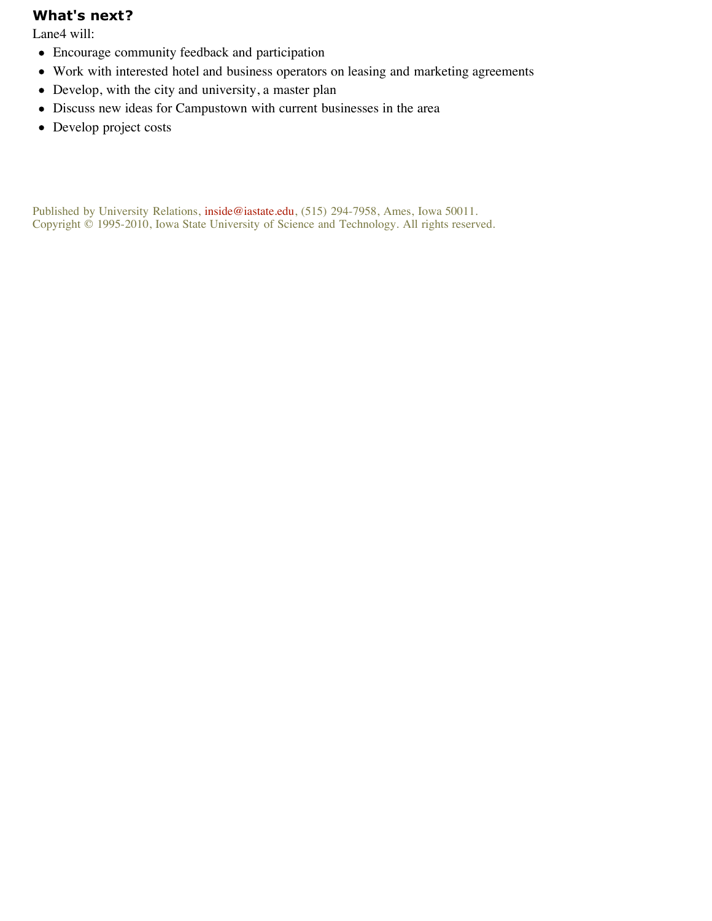## What's next?

Lane4 will:

- Encourage community feedback and participation
- Work with interested hotel and business operators on leasing and marketing agreements
- Develop, with the city and university, a master plan
- Discuss new ideas for Campustown with current businesses in the area
- Develop project costs

Published by University Relations, inside@iastate.edu, (515) 294-7958, Ames, Iowa 50011.
Copyright © 1995-2010, Iowa State University of Science and Technology. All rights reserved.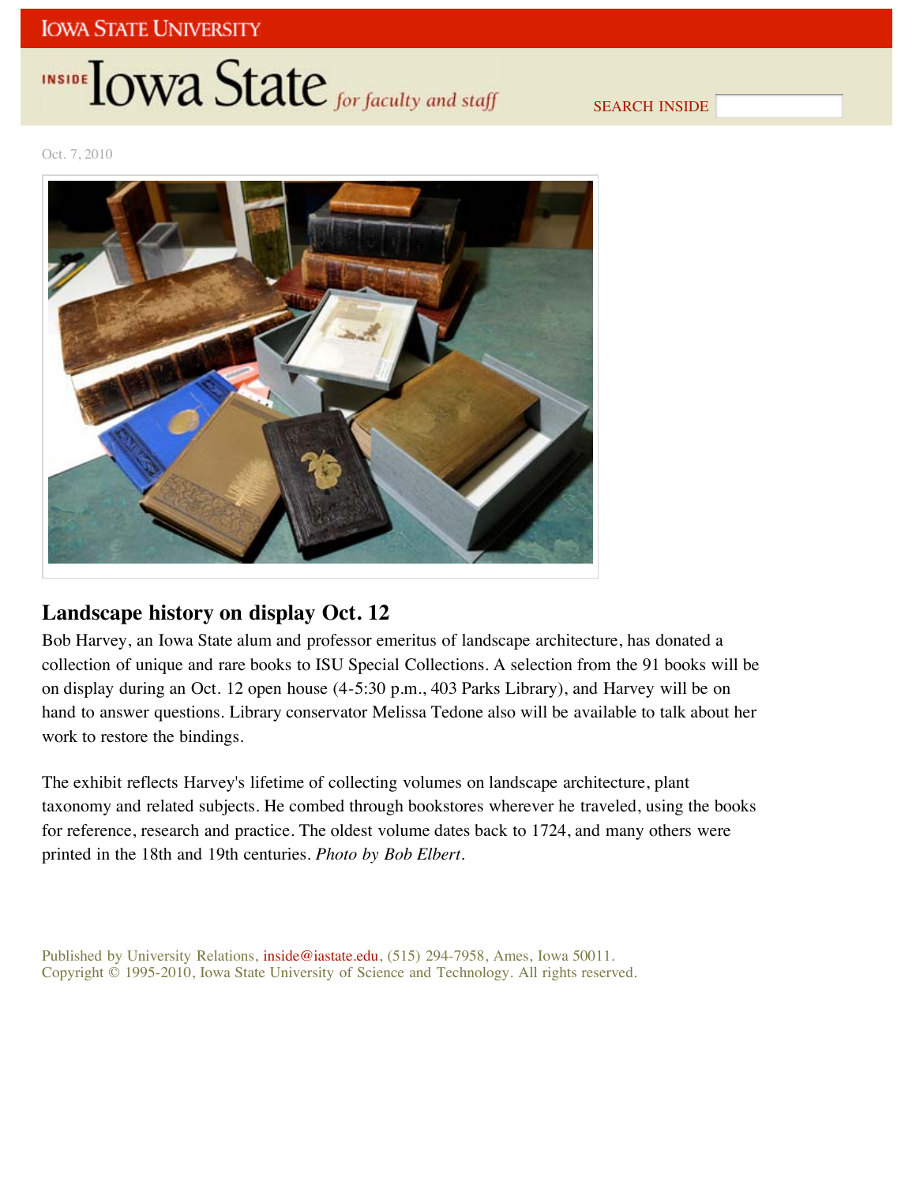Oct. 7, 2010

## Landscape history on display Oct. 12

Bob Harvey, an Iowa State alum and professor emeritus of landscape architecture, has donated a collection of unique and rare books to ISU Special Collections. A selection from the 91 books will be on display during an Oct. 12 open house (4-5:30 p.m., 403 Parks Library), and Harvey will be on hand to answer questions. Library conservator Melissa Tedone also will be available to talk about her work to restore the bindings.

The exhibit reflects Harvey's lifetime of collecting volumes on landscape architecture, plant taxonomy and related subjects. He combed through bookstores wherever he traveled, using the books for reference, research and practice. The oldest volume dates back to 1724, and many others were printed in the 18th and 19th centuries. *Photo by Bob Elbert*.

Published by University Relations, inside@iastate.edu, (515) 294-7958, Ames, Iowa 50011.
Copyright © 1995-2010, Iowa State University of Science and Technology. All rights reserved.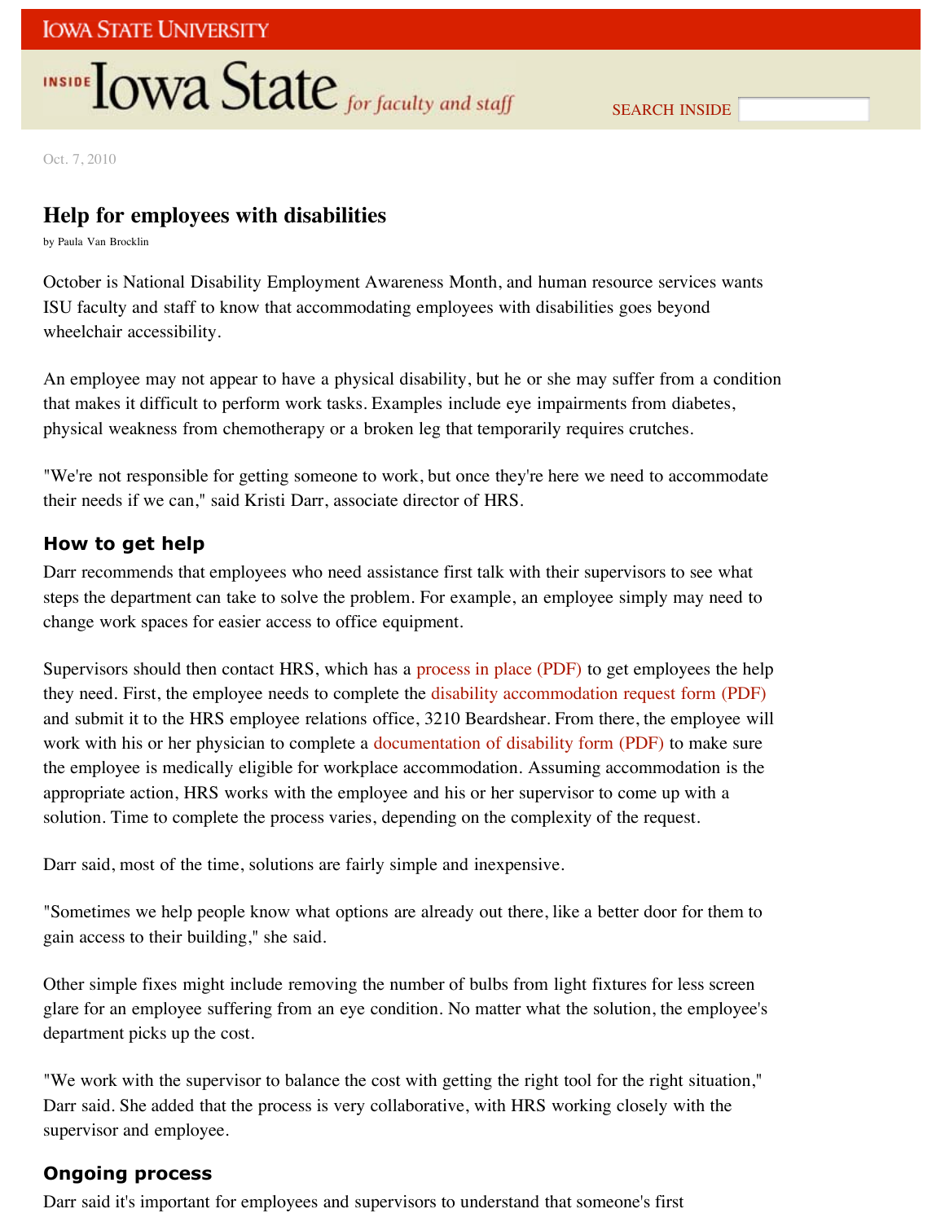Oct. 7, 2010

# Help for employees with disabilities

by Paula Van Brocklin

October is National Disability Employment Awareness Month, and human resource services wants ISU faculty and staff to know that accommodating employees with disabilities goes beyond wheelchair accessibility.

An employee may not appear to have a physical disability, but he or she may suffer from a condition that makes it difficult to perform work tasks. Examples include eye impairments from diabetes, physical weakness from chemotherapy or a broken leg that temporarily requires crutches.

"We're not responsible for getting someone to work, but once they're here we need to accommodate their needs if we can," said Kristi Darr, associate director of HRS.

## How to get help

Darr recommends that employees who need assistance first talk with their supervisors to see what steps the department can take to solve the problem. For example, an employee simply may need to change work spaces for easier access to office equipment.

Supervisors should then contact HRS, which has a process in place (PDF) to get employees the help they need. First, the employee needs to complete the disability accommodation request form (PDF) and submit it to the HRS employee relations office, 3210 Beardshear. From there, the employee will work with his or her physician to complete a documentation of disability form (PDF) to make sure the employee is medically eligible for workplace accommodation. Assuming accommodation is the appropriate action, HRS works with the employee and his or her supervisor to come up with a solution. Time to complete the process varies, depending on the complexity of the request.

Darr said, most of the time, solutions are fairly simple and inexpensive.

"Sometimes we help people know what options are already out there, like a better door for them to gain access to their building," she said.

Other simple fixes might include removing the number of bulbs from light fixtures for less screen glare for an employee suffering from an eye condition. No matter what the solution, the employee's department picks up the cost.

"We work with the supervisor to balance the cost with getting the right tool for the right situation," Darr said. She added that the process is very collaborative, with HRS working closely with the supervisor and employee.

## Ongoing process

Darr said it's important for employees and supervisors to understand that someone's first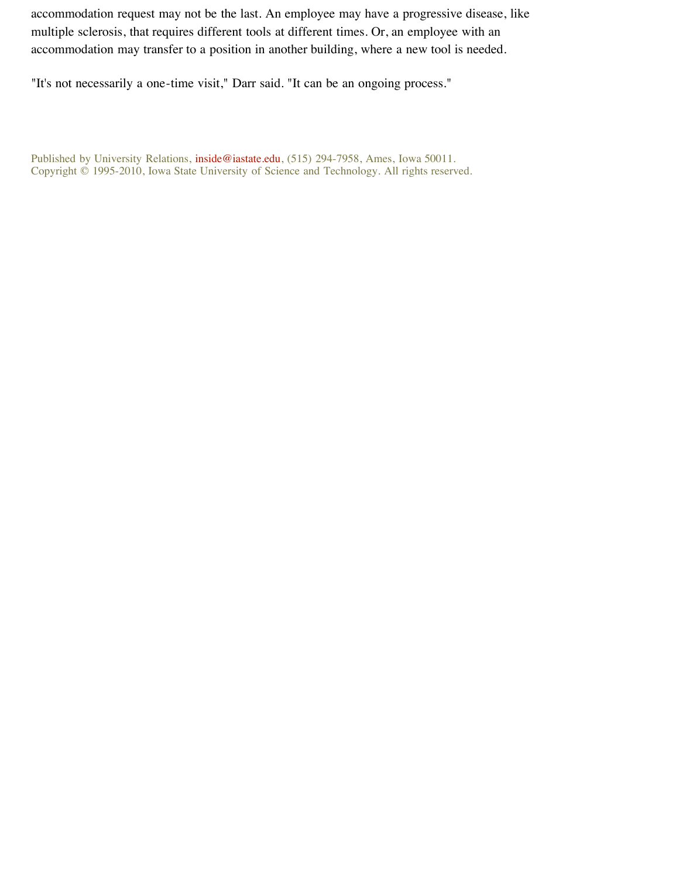accommodation request may not be the last. An employee may have a progressive disease, like multiple sclerosis, that requires different tools at different times. Or, an employee with an accommodation may transfer to a position in another building, where a new tool is needed.

"It's not necessarily a one-time visit," Darr said. "It can be an ongoing process."

Published by University Relations, inside@iastate.edu, (515) 294-7958, Ames, Iowa 50011.
Copyright © 1995-2010, Iowa State University of Science and Technology. All rights reserved.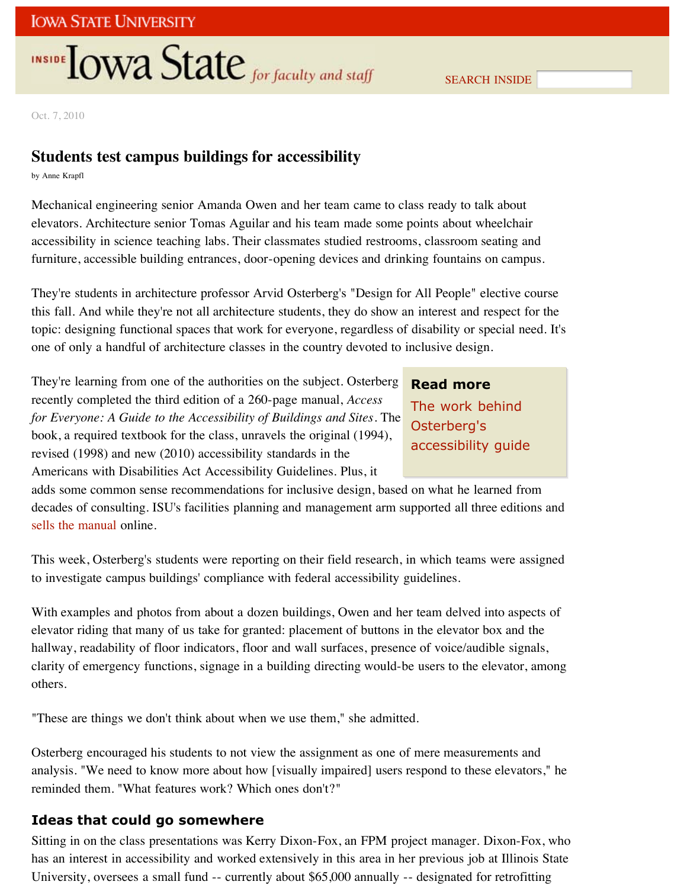Oct. 7, 2010

# Students test campus buildings for accessibility

by Anne Krapfl

Mechanical engineering senior Amanda Owen and her team came to class ready to talk about elevators. Architecture senior Tomas Aguilar and his team made some points about wheelchair accessibility in science teaching labs. Their classmates studied restrooms, classroom seating and furniture, accessible building entrances, door-opening devices and drinking fountains on campus.

They're students in architecture professor Arvid Osterberg's "Design for All People" elective course this fall. And while they're not all architecture students, they do show an interest and respect for the topic: designing functional spaces that work for everyone, regardless of disability or special need. It's one of only a handful of architecture classes in the country devoted to inclusive design.

They're learning from one of the authorities on the subject. Osterberg recently completed the third edition of a 260-page manual, *Access for Everyone: A Guide to the Accessibility of Buildings and Sites*. The book, a required textbook for the class, unravels the original (1994), revised (1998) and new (2010) accessibility standards in the Americans with Disabilities Act Accessibility Guidelines. Plus, it adds some common sense recommendations for inclusive design, based on what he learned from decades of consulting. ISU's facilities planning and management arm supported all three editions and sells the manual online.

> **Read more**
> The work behind Osterberg's accessibility guide

This week, Osterberg's students were reporting on their field research, in which teams were assigned to investigate campus buildings' compliance with federal accessibility guidelines.

With examples and photos from about a dozen buildings, Owen and her team delved into aspects of elevator riding that many of us take for granted: placement of buttons in the elevator box and the hallway, readability of floor indicators, floor and wall surfaces, presence of voice/audible signals, clarity of emergency functions, signage in a building directing would-be users to the elevator, among others.

"These are things we don't think about when we use them," she admitted.

Osterberg encouraged his students to not view the assignment as one of mere measurements and analysis. "We need to know more about how [visually impaired] users respond to these elevators," he reminded them. "What features work? Which ones don't?"

## Ideas that could go somewhere

Sitting in on the class presentations was Kerry Dixon-Fox, an FPM project manager. Dixon-Fox, who has an interest in accessibility and worked extensively in this area in her previous job at Illinois State University, oversees a small fund -- currently about $65,000 annually -- designated for retrofitting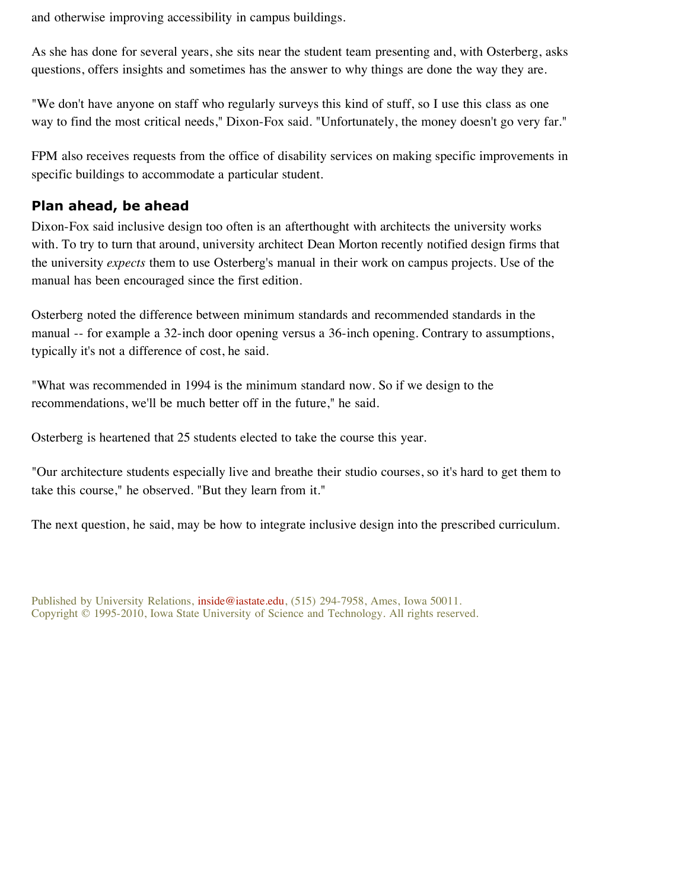and otherwise improving accessibility in campus buildings.

As she has done for several years, she sits near the student team presenting and, with Osterberg, asks questions, offers insights and sometimes has the answer to why things are done the way they are.

"We don't have anyone on staff who regularly surveys this kind of stuff, so I use this class as one way to find the most critical needs," Dixon-Fox said. "Unfortunately, the money doesn't go very far."

FPM also receives requests from the office of disability services on making specific improvements in specific buildings to accommodate a particular student.

### Plan ahead, be ahead

Dixon-Fox said inclusive design too often is an afterthought with architects the university works with. To try to turn that around, university architect Dean Morton recently notified design firms that the university *expects* them to use Osterberg's manual in their work on campus projects. Use of the manual has been encouraged since the first edition.

Osterberg noted the difference between minimum standards and recommended standards in the manual -- for example a 32-inch door opening versus a 36-inch opening. Contrary to assumptions, typically it's not a difference of cost, he said.

"What was recommended in 1994 is the minimum standard now. So if we design to the recommendations, we'll be much better off in the future," he said.

Osterberg is heartened that 25 students elected to take the course this year.

"Our architecture students especially live and breathe their studio courses, so it's hard to get them to take this course," he observed. "But they learn from it."

The next question, he said, may be how to integrate inclusive design into the prescribed curriculum.

Published by University Relations, inside@iastate.edu, (515) 294-7958, Ames, Iowa 50011.
Copyright © 1995-2010, Iowa State University of Science and Technology. All rights reserved.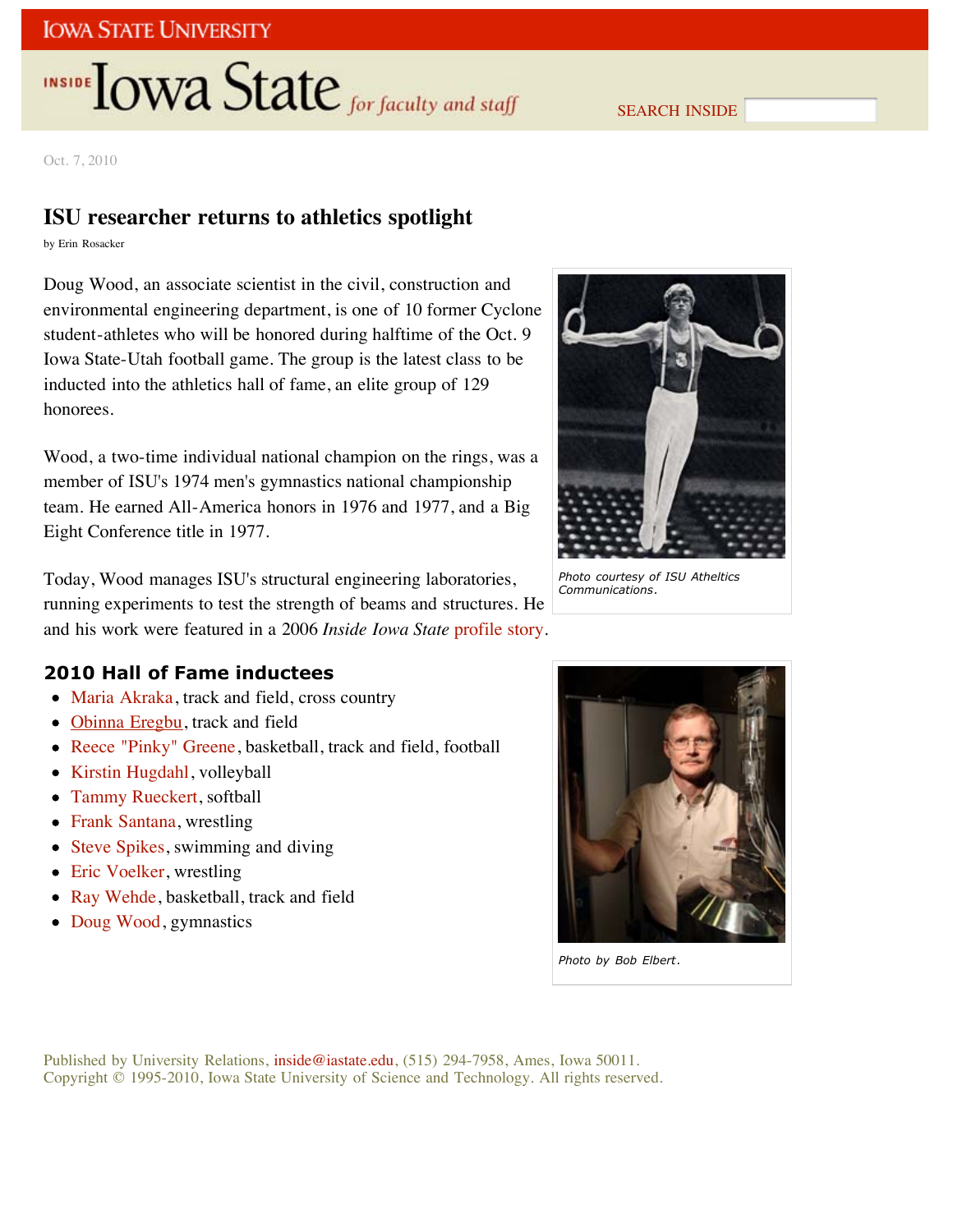Oct. 7, 2010

# ISU researcher returns to athletics spotlight

by Erin Rosacker

Doug Wood, an associate scientist in the civil, construction and environmental engineering department, is one of 10 former Cyclone student-athletes who will be honored during halftime of the Oct. 9 Iowa State-Utah football game. The group is the latest class to be inducted into the athletics hall of fame, an elite group of 129 honorees.

Wood, a two-time individual national champion on the rings, was a member of ISU's 1974 men's gymnastics national championship team. He earned All-America honors in 1976 and 1977, and a Big Eight Conference title in 1977.

Today, Wood manages ISU's structural engineering laboratories, running experiments to test the strength of beams and structures. He and his work were featured in a 2006 *Inside Iowa State* profile story.

Photo courtesy of ISU Atheltics Communications.

Photo by Bob Elbert.

## 2010 Hall of Fame inductees

- Maria Akraka, track and field, cross country
- Obinna Eregbu, track and field
- Reece "Pinky" Greene, basketball, track and field, football
- Kirstin Hugdahl, volleyball
- Tammy Rueckert, softball
- Frank Santana, wrestling
- Steve Spikes, swimming and diving
- Eric Voelker, wrestling
- Ray Wehde, basketball, track and field
- Doug Wood, gymnastics

Published by University Relations, inside@iastate.edu, (515) 294-7958, Ames, Iowa 50011.
Copyright © 1995-2010, Iowa State University of Science and Technology. All rights reserved.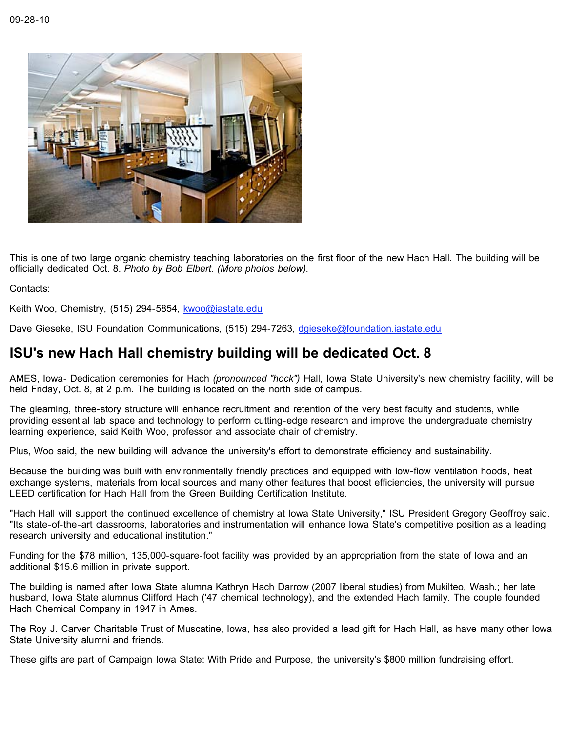09-28-10

This is one of two large organic chemistry teaching laboratories on the first floor of the new Hach Hall. The building will be officially dedicated Oct. 8. *Photo by Bob Elbert. (More photos below).*

Contacts:

Keith Woo, Chemistry, (515) 294-5854, kwoo@iastate.edu

Dave Gieseke, ISU Foundation Communications, (515) 294-7263, dgieseke@foundation.iastate.edu

## ISU's new Hach Hall chemistry building will be dedicated Oct. 8

AMES, Iowa- Dedication ceremonies for Hach *(pronounced "hock")* Hall, Iowa State University's new chemistry facility, will be held Friday, Oct. 8, at 2 p.m. The building is located on the north side of campus.

The gleaming, three-story structure will enhance recruitment and retention of the very best faculty and students, while providing essential lab space and technology to perform cutting-edge research and improve the undergraduate chemistry learning experience, said Keith Woo, professor and associate chair of chemistry.

Plus, Woo said, the new building will advance the university's effort to demonstrate efficiency and sustainability.

Because the building was built with environmentally friendly practices and equipped with low-flow ventilation hoods, heat exchange systems, materials from local sources and many other features that boost efficiencies, the university will pursue LEED certification for Hach Hall from the Green Building Certification Institute.

"Hach Hall will support the continued excellence of chemistry at Iowa State University," ISU President Gregory Geoffroy said. "Its state-of-the-art classrooms, laboratories and instrumentation will enhance Iowa State's competitive position as a leading research university and educational institution."

Funding for the $78 million, 135,000-square-foot facility was provided by an appropriation from the state of Iowa and an additional $15.6 million in private support.

The building is named after Iowa State alumna Kathryn Hach Darrow (2007 liberal studies) from Mukilteo, Wash.; her late husband, Iowa State alumnus Clifford Hach ('47 chemical technology), and the extended Hach family. The couple founded Hach Chemical Company in 1947 in Ames.

The Roy J. Carver Charitable Trust of Muscatine, Iowa, has also provided a lead gift for Hach Hall, as have many other Iowa State University alumni and friends.

These gifts are part of Campaign Iowa State: With Pride and Purpose, the university's $800 million fundraising effort.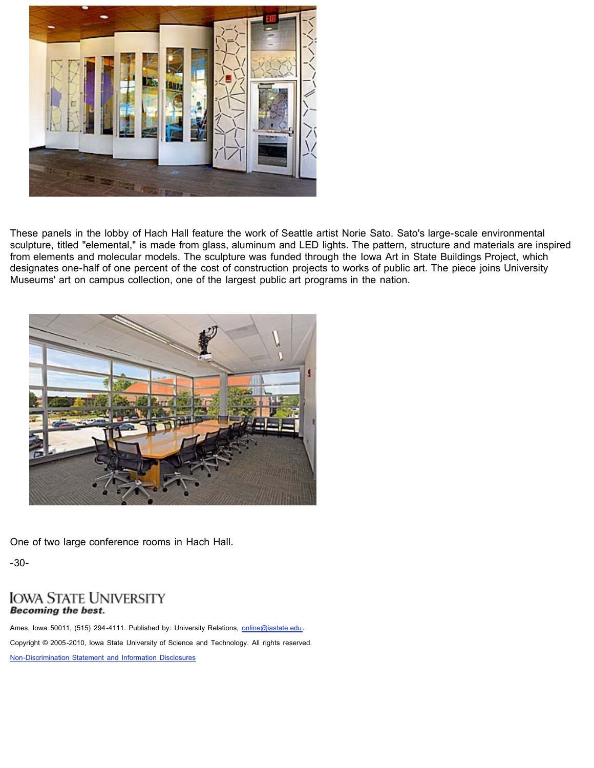These panels in the lobby of Hach Hall feature the work of Seattle artist Norie Sato. Sato's large-scale environmental sculpture, titled "elemental," is made from glass, aluminum and LED lights. The pattern, structure and materials are inspired from elements and molecular models. The sculpture was funded through the Iowa Art in State Buildings Project, which designates one-half of one percent of the cost of construction projects to works of public art. The piece joins University Museums' art on campus collection, one of the largest public art programs in the nation.

One of two large conference rooms in Hach Hall.

-30-

IOWA STATE UNIVERSITY
***Becoming the best.***

Ames, Iowa 50011, (515) 294-4111. Published by: University Relations, online@iastate.edu.

Copyright © 2005-2010, Iowa State University of Science and Technology. All rights reserved.

Non-Discrimination Statement and Information Disclosures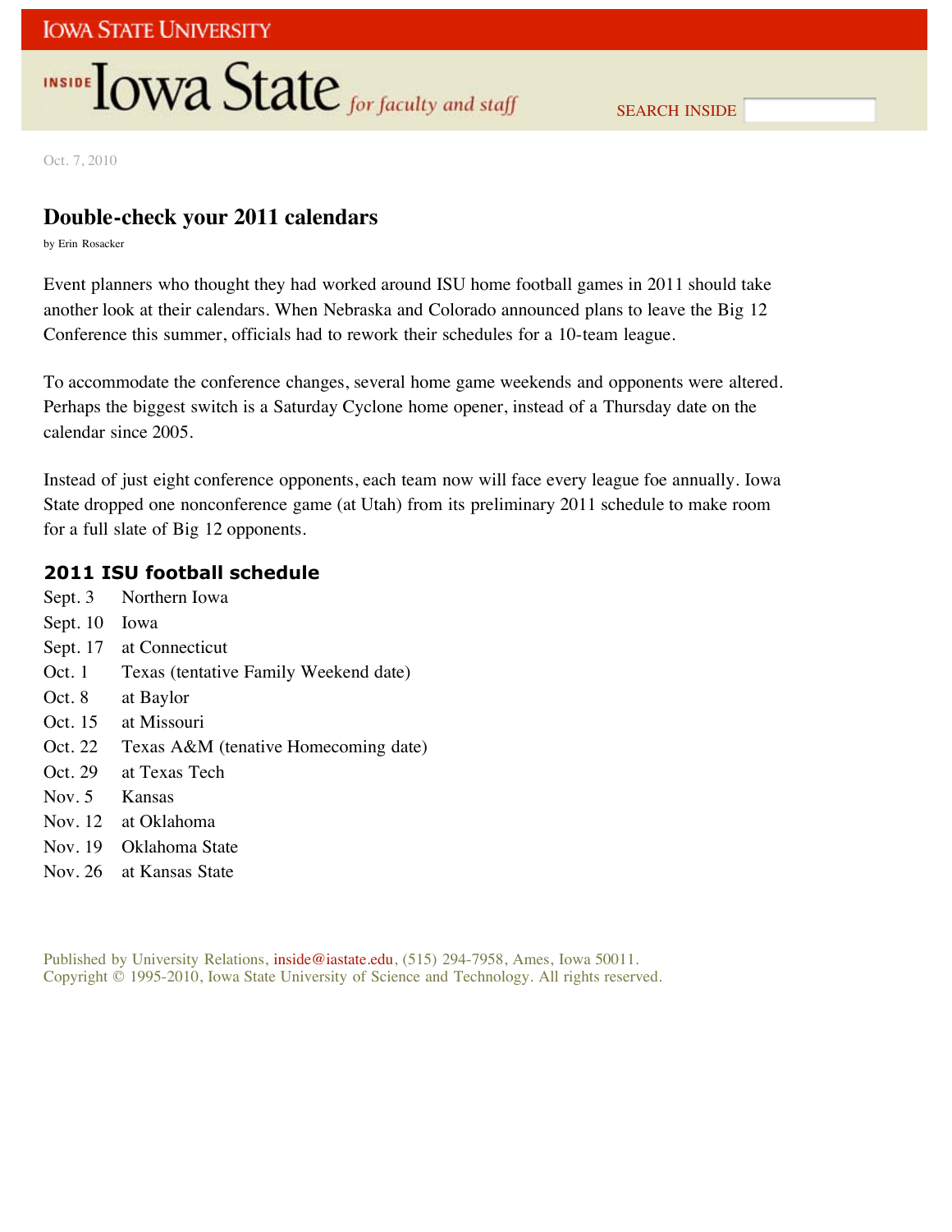Oct. 7, 2010

# Double-check your 2011 calendars

by Erin Rosacker

Event planners who thought they had worked around ISU home football games in 2011 should take another look at their calendars. When Nebraska and Colorado announced plans to leave the Big 12 Conference this summer, officials had to rework their schedules for a 10-team league.

To accommodate the conference changes, several home game weekends and opponents were altered. Perhaps the biggest switch is a Saturday Cyclone home opener, instead of a Thursday date on the calendar since 2005.

Instead of just eight conference opponents, each team now will face every league foe annually. Iowa State dropped one nonconference game (at Utah) from its preliminary 2011 schedule to make room for a full slate of Big 12 opponents.

## 2011 ISU football schedule

| | |
|---|---|
| Sept. 3 | Northern Iowa |
| Sept. 10 | Iowa |
| Sept. 17 | at Connecticut |
| Oct. 1 | Texas (tentative Family Weekend date) |
| Oct. 8 | at Baylor |
| Oct. 15 | at Missouri |
| Oct. 22 | Texas A&M (tenative Homecoming date) |
| Oct. 29 | at Texas Tech |
| Nov. 5 | Kansas |
| Nov. 12 | at Oklahoma |
| Nov. 19 | Oklahoma State |
| Nov. 26 | at Kansas State |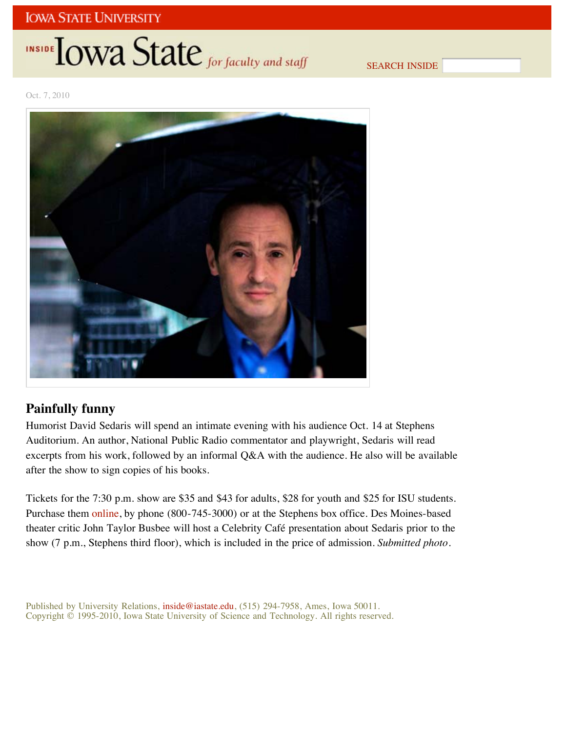Iowa State University

# Inside Iowa State *for faculty and staff*

SEARCH INSIDE

Oct. 7, 2010

## Painfully funny

Humorist David Sedaris will spend an intimate evening with his audience Oct. 14 at Stephens Auditorium. An author, National Public Radio commentator and playwright, Sedaris will read excerpts from his work, followed by an informal Q&A with the audience. He also will be available after the show to sign copies of his books.

Tickets for the 7:30 p.m. show are $35 and $43 for adults, $28 for youth and $25 for ISU students. Purchase them online, by phone (800-745-3000) or at the Stephens box office. Des Moines-based theater critic John Taylor Busbee will host a Celebrity Café presentation about Sedaris prior to the show (7 p.m., Stephens third floor), which is included in the price of admission. *Submitted photo*.

Published by University Relations, inside@iastate.edu, (515) 294-7958, Ames, Iowa 50011.
Copyright © 1995-2010, Iowa State University of Science and Technology. All rights reserved.